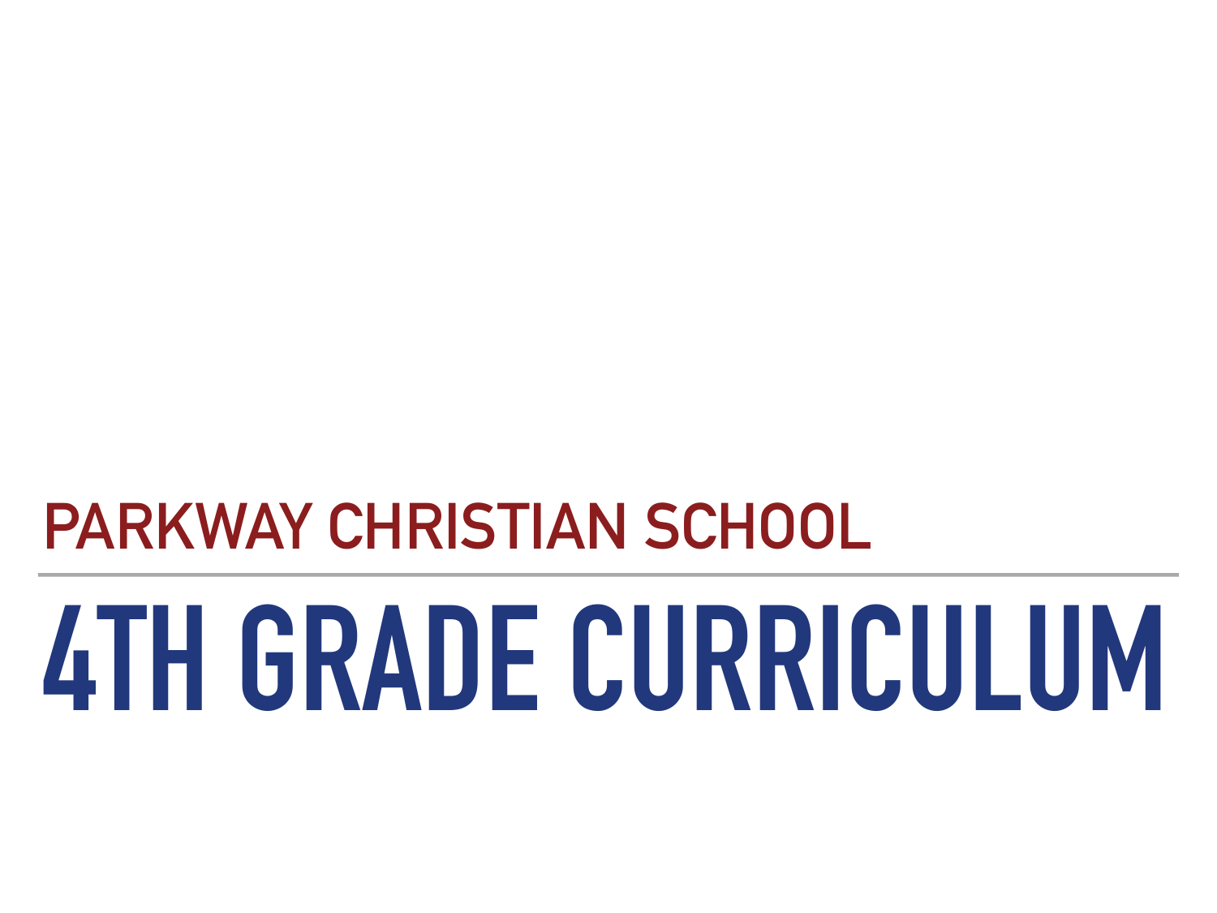## PARKWAY CHRISTIAN SCHOOL

# 4TH GRADE CURRICULUM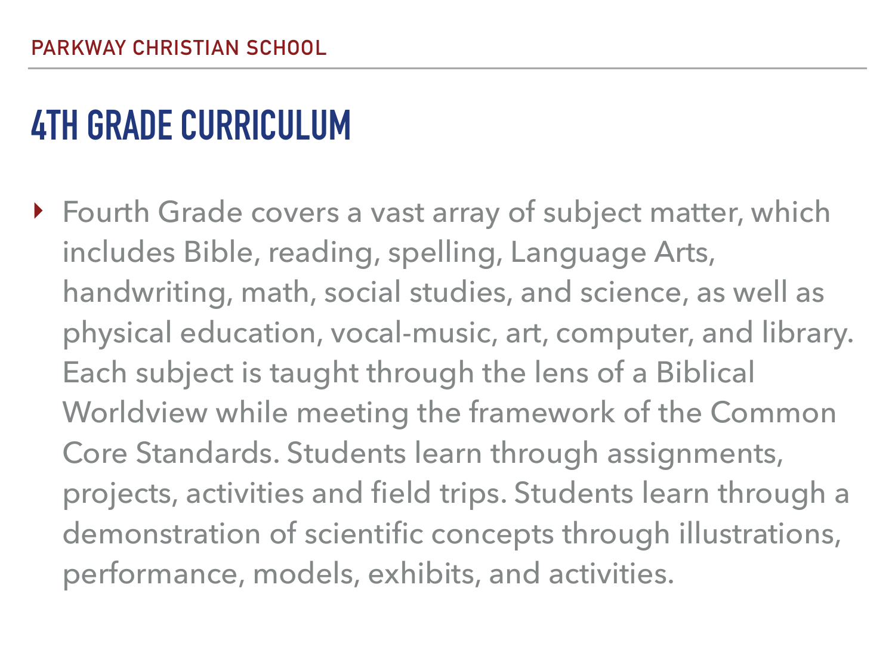# 4TH GRADE CURRICULUM

- Fourth Grade covers a vast array of subject matter, which includes Bible, reading, spelling, Language Arts, handwriting, math, social studies, and science, as well as physical education, vocal-music, art, computer, and library. Each subject is taught through the lens of a Biblical Worldview while meeting the framework of the Common Core Standards. Students learn through assignments, projects, activities and field trips. Students learn through a demonstration of scientific concepts through illustrations, performance, models, exhibits, and activities.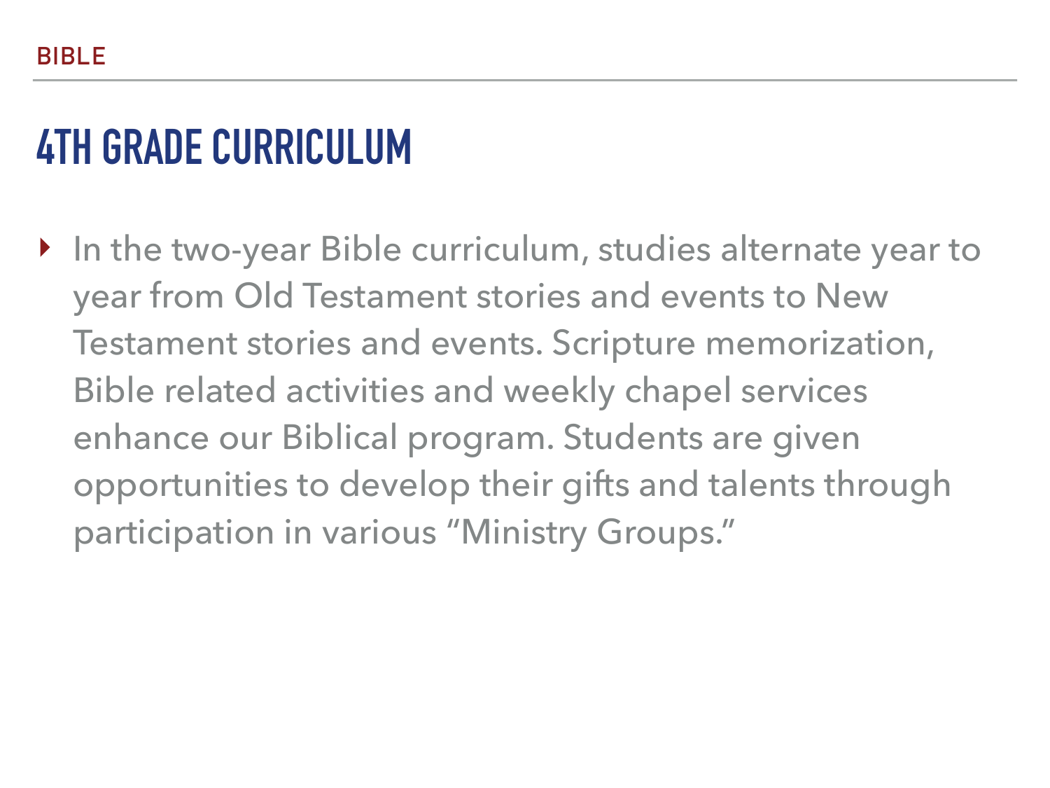BIBLE

# 4TH GRADE CURRICULUM

- In the two-year Bible curriculum, studies alternate year to year from Old Testament stories and events to New Testament stories and events. Scripture memorization, Bible related activities and weekly chapel services enhance our Biblical program. Students are given opportunities to develop their gifts and talents through participation in various "Ministry Groups."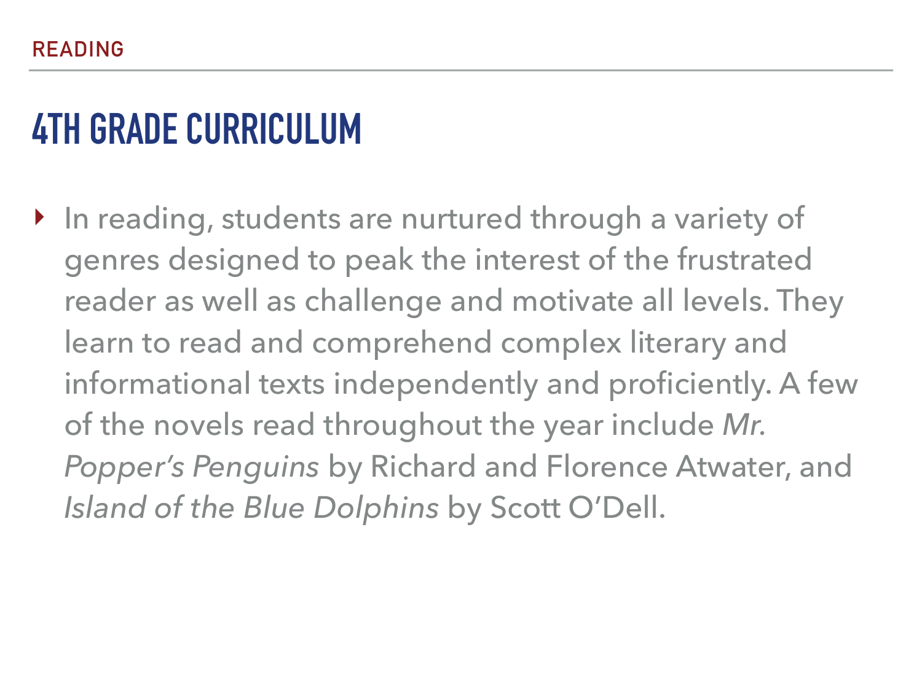READING

# 4TH GRADE CURRICULUM

- In reading, students are nurtured through a variety of genres designed to peak the interest of the frustrated reader as well as challenge and motivate all levels. They learn to read and comprehend complex literary and informational texts independently and proficiently. A few of the novels read throughout the year include *Mr. Popper's Penguins* by Richard and Florence Atwater, and *Island of the Blue Dolphins* by Scott O'Dell.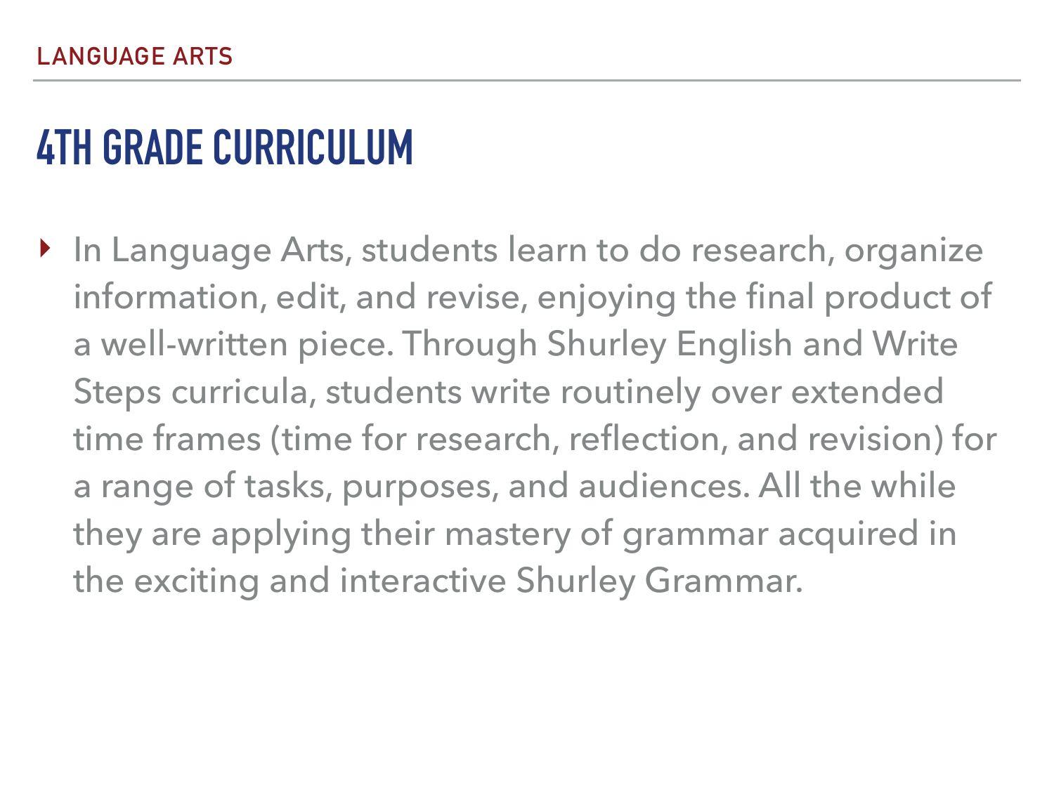LANGUAGE ARTS

# 4TH GRADE CURRICULUM

- In Language Arts, students learn to do research, organize information, edit, and revise, enjoying the final product of a well-written piece. Through Shurley English and Write Steps curricula, students write routinely over extended time frames (time for research, reflection, and revision) for a range of tasks, purposes, and audiences. All the while they are applying their mastery of grammar acquired in the exciting and interactive Shurley Grammar.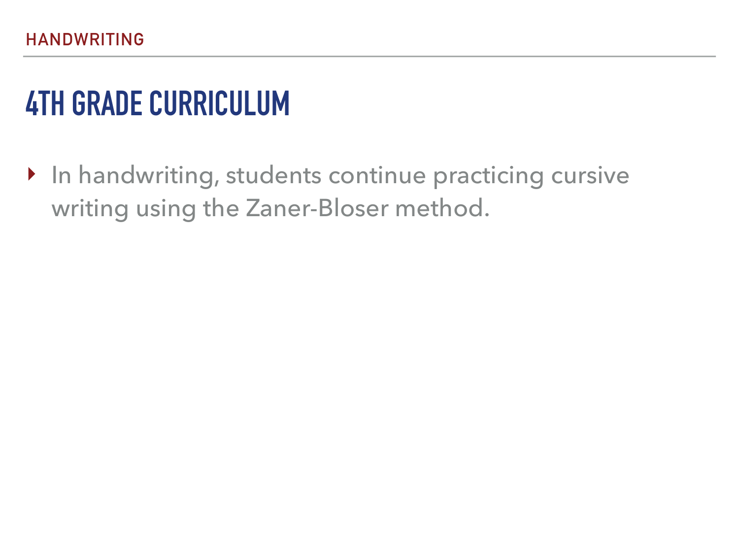HANDWRITING

# 4TH GRADE CURRICULUM

- In handwriting, students continue practicing cursive writing using the Zaner-Bloser method.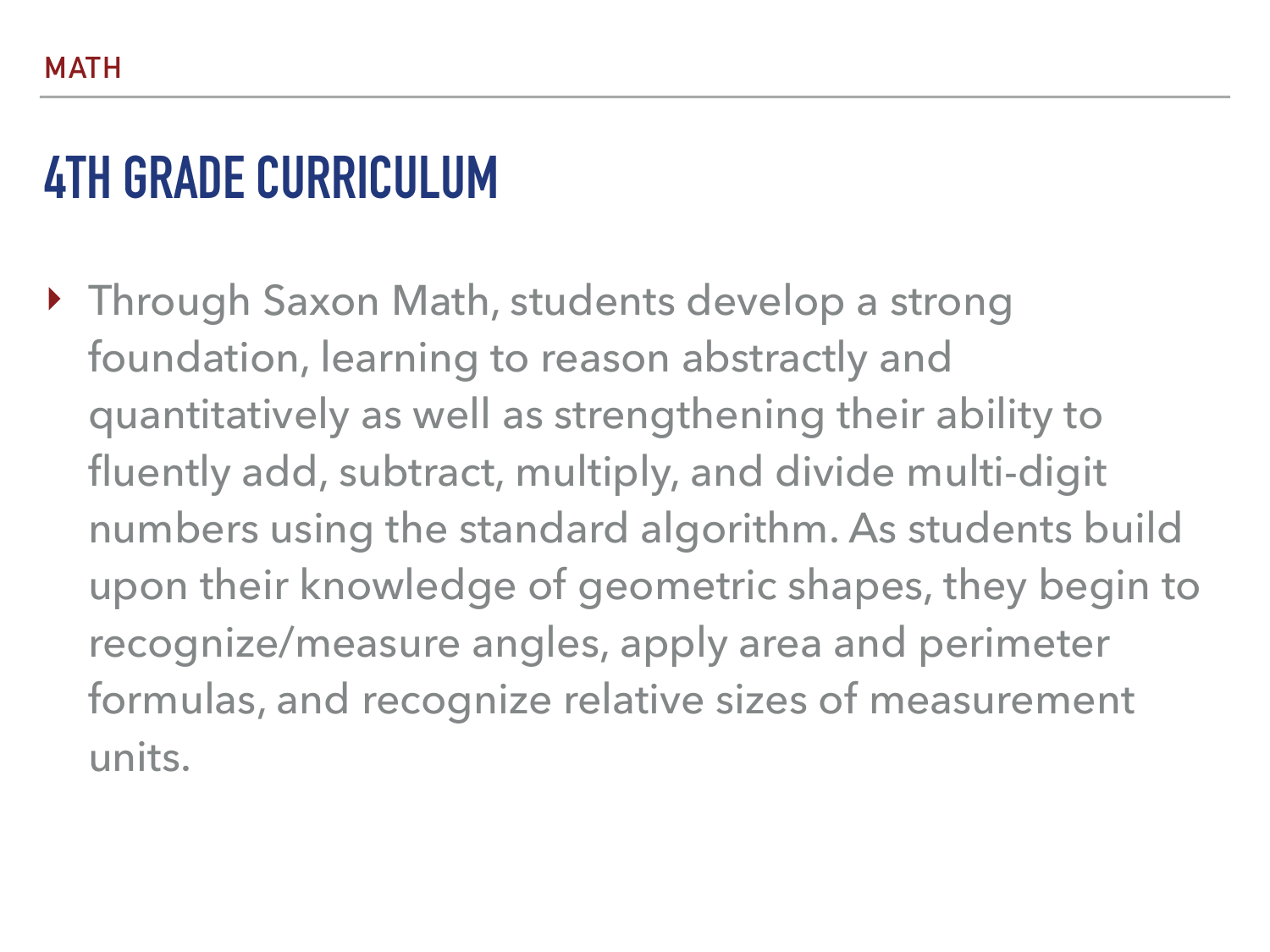MATH

# 4TH GRADE CURRICULUM

- Through Saxon Math, students develop a strong foundation, learning to reason abstractly and quantitatively as well as strengthening their ability to fluently add, subtract, multiply, and divide multi-digit numbers using the standard algorithm. As students build upon their knowledge of geometric shapes, they begin to recognize/measure angles, apply area and perimeter formulas, and recognize relative sizes of measurement units.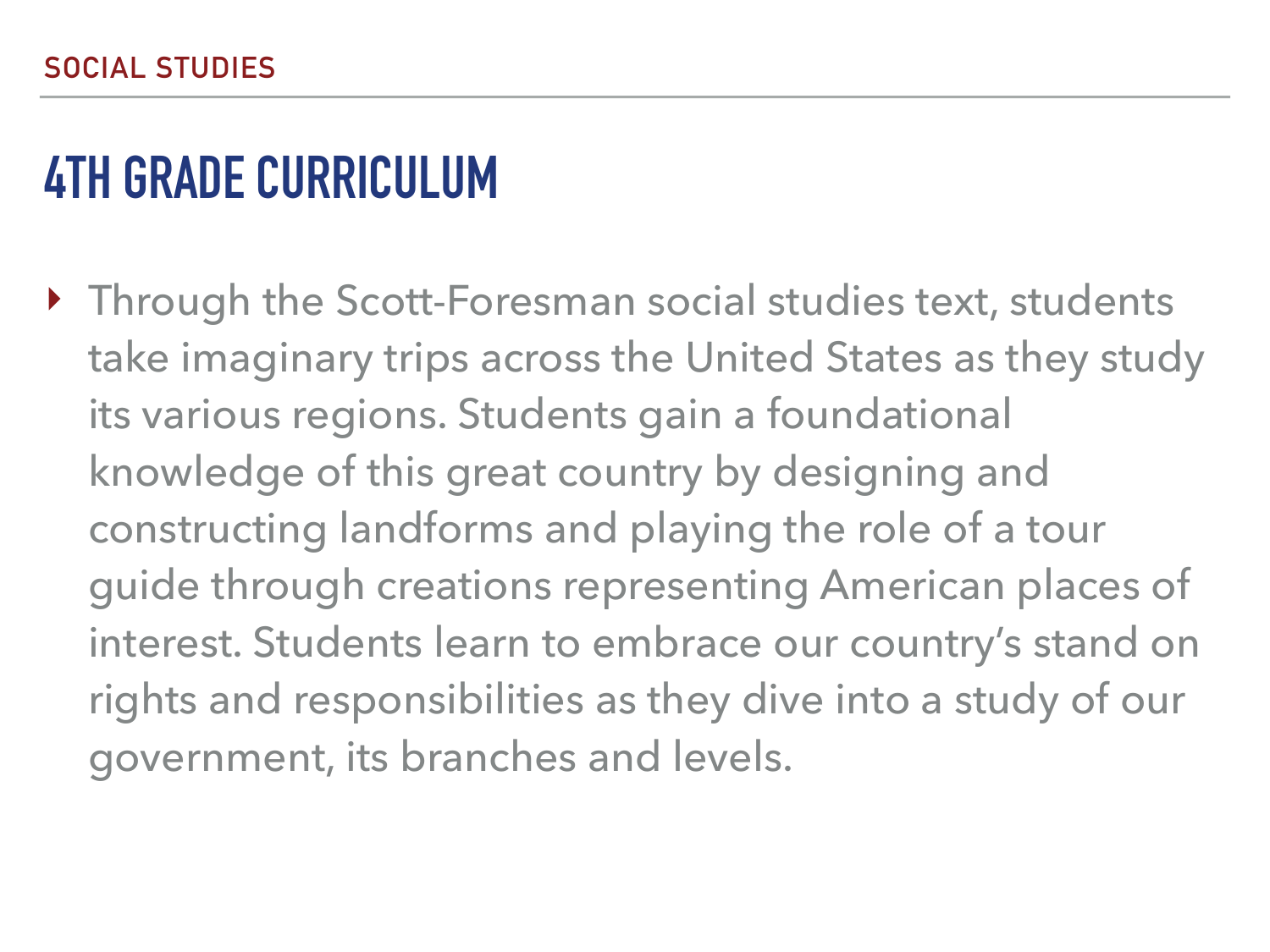SOCIAL STUDIES

# 4TH GRADE CURRICULUM

- Through the Scott-Foresman social studies text, students take imaginary trips across the United States as they study its various regions. Students gain a foundational knowledge of this great country by designing and constructing landforms and playing the role of a tour guide through creations representing American places of interest. Students learn to embrace our country's stand on rights and responsibilities as they dive into a study of our government, its branches and levels.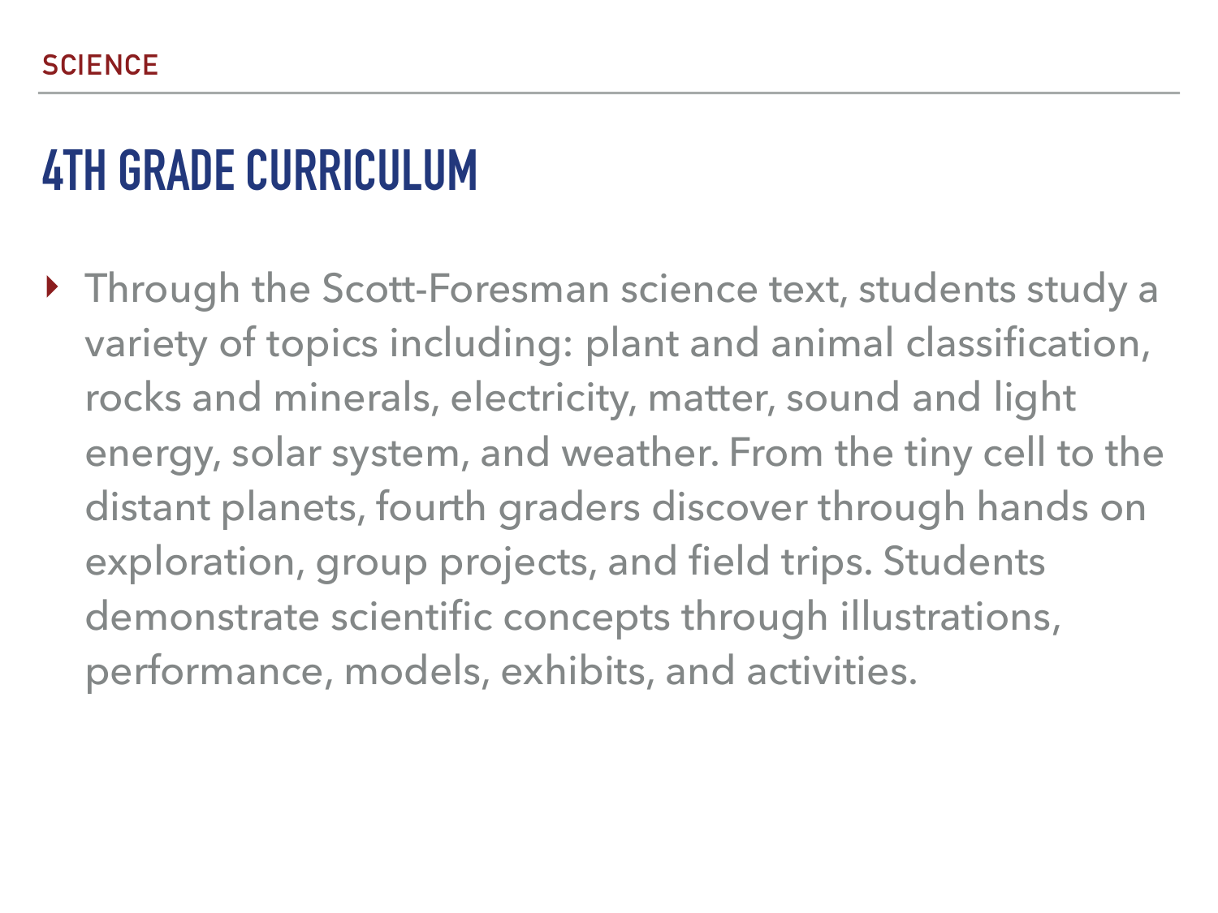SCIENCE

# 4TH GRADE CURRICULUM

- Through the Scott-Foresman science text, students study a variety of topics including: plant and animal classification, rocks and minerals, electricity, matter, sound and light energy, solar system, and weather. From the tiny cell to the distant planets, fourth graders discover through hands on exploration, group projects, and field trips. Students demonstrate scientific concepts through illustrations, performance, models, exhibits, and activities.